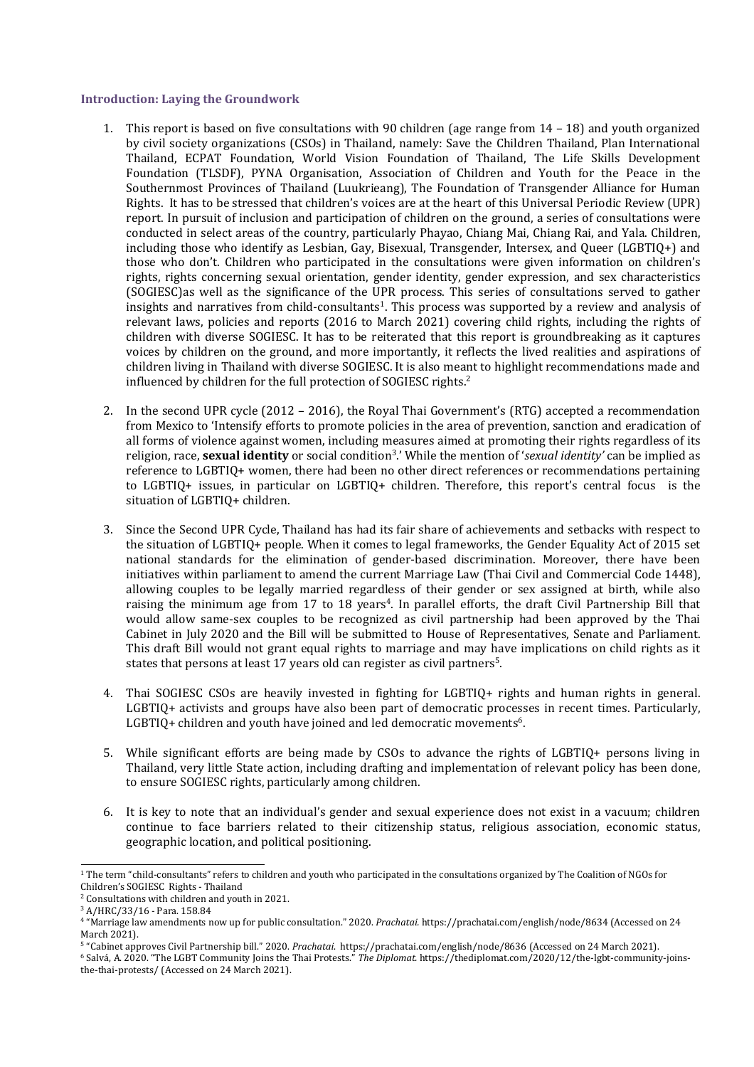## Introduction: Laying the Groundwork

1. This report is based on five consultations with 90 children (age range from 14 – 18) and youth organized by civil society organizations (CSOs) in Thailand, namely: Save the Children Thailand, Plan International Thailand, ECPAT Foundation, World Vision Foundation of Thailand, The Life Skills Development Foundation (TLSDF), PYNA Organisation, Association of Children and Youth for the Peace in the Southernmost Provinces of Thailand (Luukrieang), The Foundation of Transgender Alliance for Human Rights. It has to be stressed that children's voices are at the heart of this Universal Periodic Review (UPR) report. In pursuit of inclusion and participation of children on the ground, a series of consultations were conducted in select areas of the country, particularly Phayao, Chiang Mai, Chiang Rai, and Yala. Children, including those who identify as Lesbian, Gay, Bisexual, Transgender, Intersex, and Queer (LGBTIQ+) and those who don't. Children who participated in the consultations were given information on children's rights, rights concerning sexual orientation, gender identity, gender expression, and sex characteristics (SOGIESC)as well as the significance of the UPR process. This series of consultations served to gather insights and narratives from child-consultants[1]. This process was supported by a review and analysis of relevant laws, policies and reports (2016 to March 2021) covering child rights, including the rights of children with diverse SOGIESC. It has to be reiterated that this report is groundbreaking as it captures voices by children on the ground, and more importantly, it reflects the lived realities and aspirations of children living in Thailand with diverse SOGIESC. It is also meant to highlight recommendations made and influenced by children for the full protection of SOGIESC rights.[2]

2. In the second UPR cycle (2012 – 2016), the Royal Thai Government's (RTG) accepted a recommendation from Mexico to 'Intensify efforts to promote policies in the area of prevention, sanction and eradication of all forms of violence against women, including measures aimed at promoting their rights regardless of its religion, race, **sexual identity** or social condition[3].' While the mention of '*sexual identity'* can be implied as reference to LGBTIQ+ women, there had been no other direct references or recommendations pertaining to LGBTIQ+ issues, in particular on LGBTIQ+ children. Therefore, this report's central focus is the situation of LGBTIQ+ children.

3. Since the Second UPR Cycle, Thailand has had its fair share of achievements and setbacks with respect to the situation of LGBTIQ+ people. When it comes to legal frameworks, the Gender Equality Act of 2015 set national standards for the elimination of gender-based discrimination. Moreover, there have been initiatives within parliament to amend the current Marriage Law (Thai Civil and Commercial Code 1448), allowing couples to be legally married regardless of their gender or sex assigned at birth, while also raising the minimum age from 17 to 18 years[4]. In parallel efforts, the draft Civil Partnership Bill that would allow same-sex couples to be recognized as civil partnership had been approved by the Thai Cabinet in July 2020 and the Bill will be submitted to House of Representatives, Senate and Parliament. This draft Bill would not grant equal rights to marriage and may have implications on child rights as it states that persons at least 17 years old can register as civil partners[5].

4. Thai SOGIESC CSOs are heavily invested in fighting for LGBTIQ+ rights and human rights in general. LGBTIQ+ activists and groups have also been part of democratic processes in recent times. Particularly, LGBTIQ+ children and youth have joined and led democratic movements[6].

5. While significant efforts are being made by CSOs to advance the rights of LGBTIQ+ persons living in Thailand, very little State action, including drafting and implementation of relevant policy has been done, to ensure SOGIESC rights, particularly among children.

6. It is key to note that an individual's gender and sexual experience does not exist in a vacuum; children continue to face barriers related to their citizenship status, religious association, economic status, geographic location, and political positioning.

---

[1] The term "child-consultants" refers to children and youth who participated in the consultations organized by The Coalition of NGOs for Children's SOGIESC Rights - Thailand

[2] Consultations with children and youth in 2021.

[3] A/HRC/33/16 - Para. 158.84

[4] "Marriage law amendments now up for public consultation." 2020. *Prachatai.* https://prachatai.com/english/node/8634 (Accessed on 24 March 2021).

[5] "Cabinet approves Civil Partnership bill." 2020. *Prachatai.* https://prachatai.com/english/node/8636 (Accessed on 24 March 2021).

[6] Salvá, A. 2020. "The LGBT Community Joins the Thai Protests." *The Diplomat.* https://thediplomat.com/2020/12/the-lgbt-community-joins-the-thai-protests/ (Accessed on 24 March 2021).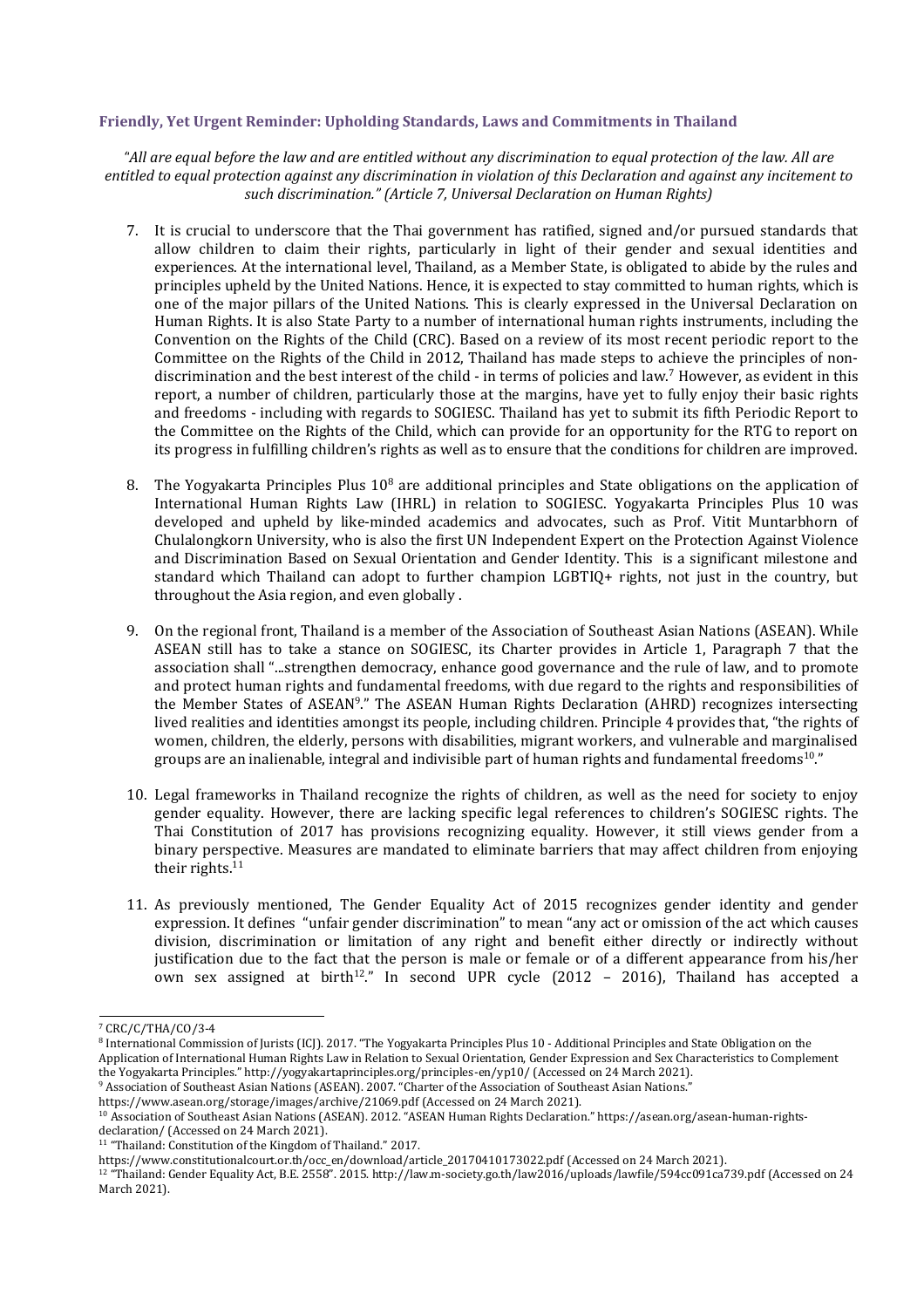## Friendly, Yet Urgent Reminder: Upholding Standards, Laws and Commitments in Thailand

*"All are equal before the law and are entitled without any discrimination to equal protection of the law. All are entitled to equal protection against any discrimination in violation of this Declaration and against any incitement to such discrimination." (Article 7, Universal Declaration on Human Rights)*

7. It is crucial to underscore that the Thai government has ratified, signed and/or pursued standards that allow children to claim their rights, particularly in light of their gender and sexual identities and experiences. At the international level, Thailand, as a Member State, is obligated to abide by the rules and principles upheld by the United Nations. Hence, it is expected to stay committed to human rights, which is one of the major pillars of the United Nations. This is clearly expressed in the Universal Declaration on Human Rights. It is also State Party to a number of international human rights instruments, including the Convention on the Rights of the Child (CRC). Based on a review of its most recent periodic report to the Committee on the Rights of the Child in 2012, Thailand has made steps to achieve the principles of non-discrimination and the best interest of the child - in terms of policies and law.[7] However, as evident in this report, a number of children, particularly those at the margins, have yet to fully enjoy their basic rights and freedoms - including with regards to SOGIESC. Thailand has yet to submit its fifth Periodic Report to the Committee on the Rights of the Child, which can provide for an opportunity for the RTG to report on its progress in fulfilling children's rights as well as to ensure that the conditions for children are improved.

8. The Yogyakarta Principles Plus 10[8] are additional principles and State obligations on the application of International Human Rights Law (IHRL) in relation to SOGIESC. Yogyakarta Principles Plus 10 was developed and upheld by like-minded academics and advocates, such as Prof. Vitit Muntarbhorn of Chulalongkorn University, who is also the first UN Independent Expert on the Protection Against Violence and Discrimination Based on Sexual Orientation and Gender Identity. This is a significant milestone and standard which Thailand can adopt to further champion LGBTIQ+ rights, not just in the country, but throughout the Asia region, and even globally .

9. On the regional front, Thailand is a member of the Association of Southeast Asian Nations (ASEAN). While ASEAN still has to take a stance on SOGIESC, its Charter provides in Article 1, Paragraph 7 that the association shall "...strengthen democracy, enhance good governance and the rule of law, and to promote and protect human rights and fundamental freedoms, with due regard to the rights and responsibilities of the Member States of ASEAN[9]." The ASEAN Human Rights Declaration (AHRD) recognizes intersecting lived realities and identities amongst its people, including children. Principle 4 provides that, "the rights of women, children, the elderly, persons with disabilities, migrant workers, and vulnerable and marginalised groups are an inalienable, integral and indivisible part of human rights and fundamental freedoms[10]."

10. Legal frameworks in Thailand recognize the rights of children, as well as the need for society to enjoy gender equality. However, there are lacking specific legal references to children's SOGIESC rights. The Thai Constitution of 2017 has provisions recognizing equality. However, it still views gender from a binary perspective. Measures are mandated to eliminate barriers that may affect children from enjoying their rights.[11]

11. As previously mentioned, The Gender Equality Act of 2015 recognizes gender identity and gender expression. It defines "unfair gender discrimination" to mean "any act or omission of the act which causes division, discrimination or limitation of any right and benefit either directly or indirectly without justification due to the fact that the person is male or female or of a different appearance from his/her own sex assigned at birth[12]." In second UPR cycle (2012 – 2016), Thailand has accepted a

---

[7] CRC/C/THA/CO/3-4

[8] International Commission of Jurists (ICJ). 2017. "The Yogyakarta Principles Plus 10 - Additional Principles and State Obligation on the Application of International Human Rights Law in Relation to Sexual Orientation, Gender Expression and Sex Characteristics to Complement the Yogyakarta Principles." http://yogyakartaprinciples.org/principles-en/yp10/ (Accessed on 24 March 2021).

[9] Association of Southeast Asian Nations (ASEAN). 2007. "Charter of the Association of Southeast Asian Nations." https://www.asean.org/storage/images/archive/21069.pdf (Accessed on 24 March 2021).

[10] Association of Southeast Asian Nations (ASEAN). 2012. "ASEAN Human Rights Declaration." https://asean.org/asean-human-rights-declaration/ (Accessed on 24 March 2021).

[11] "Thailand: Constitution of the Kingdom of Thailand." 2017. https://www.constitutionalcourt.or.th/occ_en/download/article_20170410173022.pdf (Accessed on 24 March 2021).

[12] "Thailand: Gender Equality Act, B.E. 2558". 2015. http://law.m-society.go.th/law2016/uploads/lawfile/594cc091ca739.pdf (Accessed on 24 March 2021).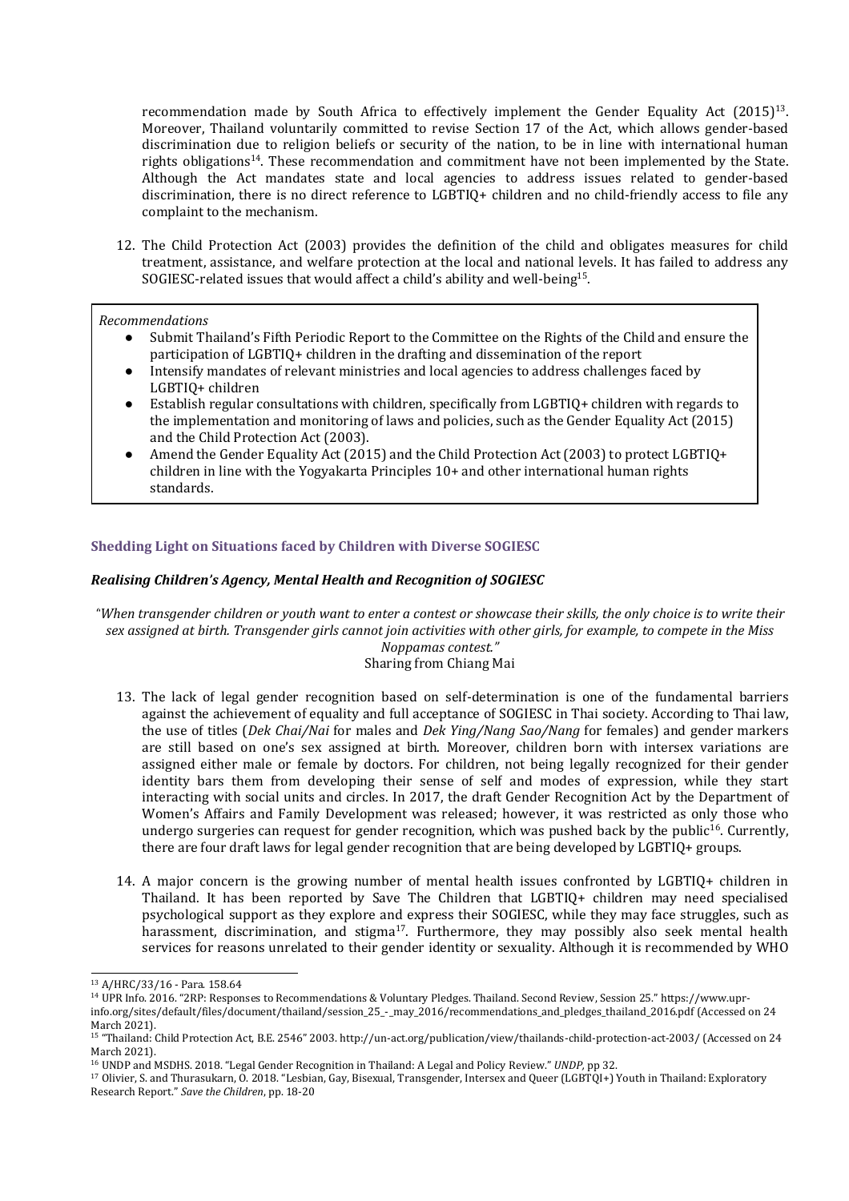recommendation made by South Africa to effectively implement the Gender Equality Act (2015)[13]. Moreover, Thailand voluntarily committed to revise Section 17 of the Act, which allows gender-based discrimination due to religion beliefs or security of the nation, to be in line with international human rights obligations[14]. These recommendation and commitment have not been implemented by the State. Although the Act mandates state and local agencies to address issues related to gender-based discrimination, there is no direct reference to LGBTIQ+ children and no child-friendly access to file any complaint to the mechanism.

12. The Child Protection Act (2003) provides the definition of the child and obligates measures for child treatment, assistance, and welfare protection at the local and national levels. It has failed to address any SOGIESC-related issues that would affect a child's ability and well-being[15].

*Recommendations*

- Submit Thailand's Fifth Periodic Report to the Committee on the Rights of the Child and ensure the participation of LGBTIQ+ children in the drafting and dissemination of the report
- Intensify mandates of relevant ministries and local agencies to address challenges faced by LGBTIQ+ children
- Establish regular consultations with children, specifically from LGBTIQ+ children with regards to the implementation and monitoring of laws and policies, such as the Gender Equality Act (2015) and the Child Protection Act (2003).
- Amend the Gender Equality Act (2015) and the Child Protection Act (2003) to protect LGBTIQ+ children in line with the Yogyakarta Principles 10+ and other international human rights standards.

### Shedding Light on Situations faced by Children with Diverse SOGIESC

#### *Realising Children's Agency, Mental Health and Recognition of SOGIESC*

*"When transgender children or youth want to enter a contest or showcase their skills, the only choice is to write their sex assigned at birth. Transgender girls cannot join activities with other girls, for example, to compete in the Miss Noppamas contest."*
Sharing from Chiang Mai

13. The lack of legal gender recognition based on self-determination is one of the fundamental barriers against the achievement of equality and full acceptance of SOGIESC in Thai society. According to Thai law, the use of titles (*Dek Chai/Nai* for males and *Dek Ying/Nang Sao/Nang* for females) and gender markers are still based on one's sex assigned at birth. Moreover, children born with intersex variations are assigned either male or female by doctors. For children, not being legally recognized for their gender identity bars them from developing their sense of self and modes of expression, while they start interacting with social units and circles. In 2017, the draft Gender Recognition Act by the Department of Women's Affairs and Family Development was released; however, it was restricted as only those who undergo surgeries can request for gender recognition, which was pushed back by the public[16]. Currently, there are four draft laws for legal gender recognition that are being developed by LGBTIQ+ groups.

14. A major concern is the growing number of mental health issues confronted by LGBTIQ+ children in Thailand. It has been reported by Save The Children that LGBTIQ+ children may need specialised psychological support as they explore and express their SOGIESC, while they may face struggles, such as harassment, discrimination, and stigma[17]. Furthermore, they may possibly also seek mental health services for reasons unrelated to their gender identity or sexuality. Although it is recommended by WHO

---

[13] A/HRC/33/16 - Para. 158.64

[14] UPR Info. 2016. "2RP: Responses to Recommendations & Voluntary Pledges. Thailand. Second Review, Session 25." https://www.upr-info.org/sites/default/files/document/thailand/session_25_-_may_2016/recommendations_and_pledges_thailand_2016.pdf (Accessed on 24 March 2021).

[15] "Thailand: Child Protection Act, B.E. 2546" 2003. http://un-act.org/publication/view/thailands-child-protection-act-2003/ (Accessed on 24 March 2021).

[16] UNDP and MSDHS. 2018. "Legal Gender Recognition in Thailand: A Legal and Policy Review." *UNDP*, pp 32.

[17] Olivier, S. and Thurasukarn, O. 2018. "Lesbian, Gay, Bisexual, Transgender, Intersex and Queer (LGBTQI+) Youth in Thailand: Exploratory Research Report." *Save the Children*, pp. 18-20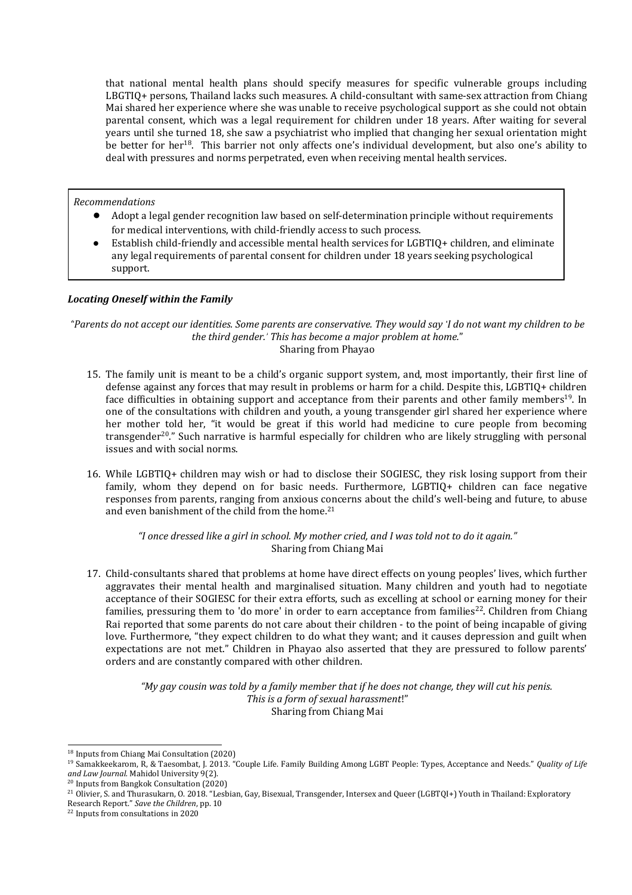that national mental health plans should specify measures for specific vulnerable groups including LBGTIQ+ persons, Thailand lacks such measures. A child-consultant with same-sex attraction from Chiang Mai shared her experience where she was unable to receive psychological support as she could not obtain parental consent, which was a legal requirement for children under 18 years. After waiting for several years until she turned 18, she saw a psychiatrist who implied that changing her sexual orientation might be better for her[18]. This barrier not only affects one's individual development, but also one's ability to deal with pressures and norms perpetrated, even when receiving mental health services.

*Recommendations*

- Adopt a legal gender recognition law based on self-determination principle without requirements for medical interventions, with child-friendly access to such process.
- Establish child-friendly and accessible mental health services for LGBTIQ+ children, and eliminate any legal requirements of parental consent for children under 18 years seeking psychological support.

### *Locating Oneself within the Family*

*"Parents do not accept our identities. Some parents are conservative. They would say 'I do not want my children to be the third gender.' This has become a major problem at home."*
Sharing from Phayao

15. The family unit is meant to be a child's organic support system, and, most importantly, their first line of defense against any forces that may result in problems or harm for a child. Despite this, LGBTIQ+ children face difficulties in obtaining support and acceptance from their parents and other family members[19]. In one of the consultations with children and youth, a young transgender girl shared her experience where her mother told her, "it would be great if this world had medicine to cure people from becoming transgender[20]." Such narrative is harmful especially for children who are likely struggling with personal issues and with social norms.

16. While LGBTIQ+ children may wish or had to disclose their SOGIESC, they risk losing support from their family, whom they depend on for basic needs. Furthermore, LGBTIQ+ children can face negative responses from parents, ranging from anxious concerns about the child's well-being and future, to abuse and even banishment of the child from the home.[21]

*"I once dressed like a girl in school. My mother cried, and I was told not to do it again."*
Sharing from Chiang Mai

17. Child-consultants shared that problems at home have direct effects on young peoples' lives, which further aggravates their mental health and marginalised situation. Many children and youth had to negotiate acceptance of their SOGIESC for their extra efforts, such as excelling at school or earning money for their families, pressuring them to 'do more' in order to earn acceptance from families[22]. Children from Chiang Rai reported that some parents do not care about their children - to the point of being incapable of giving love. Furthermore, "they expect children to do what they want; and it causes depression and guilt when expectations are not met." Children in Phayao also asserted that they are pressured to follow parents' orders and are constantly compared with other children.

*"My gay cousin was told by a family member that if he does not change, they will cut his penis. This is a form of sexual harassment!"*
Sharing from Chiang Mai

---

[18] Inputs from Chiang Mai Consultation (2020)

[19] Samakkeekarom, R, & Taesombat, J. 2013. "Couple Life. Family Building Among LGBT People: Types, Acceptance and Needs." *Quality of Life and Law Journal.* Mahidol University 9(2).

[20] Inputs from Bangkok Consultation (2020)

[21] Olivier, S. and Thurasukarn, O. 2018. "Lesbian, Gay, Bisexual, Transgender, Intersex and Queer (LGBTQI+) Youth in Thailand: Exploratory Research Report." *Save the Children*, pp. 10

[22] Inputs from consultations in 2020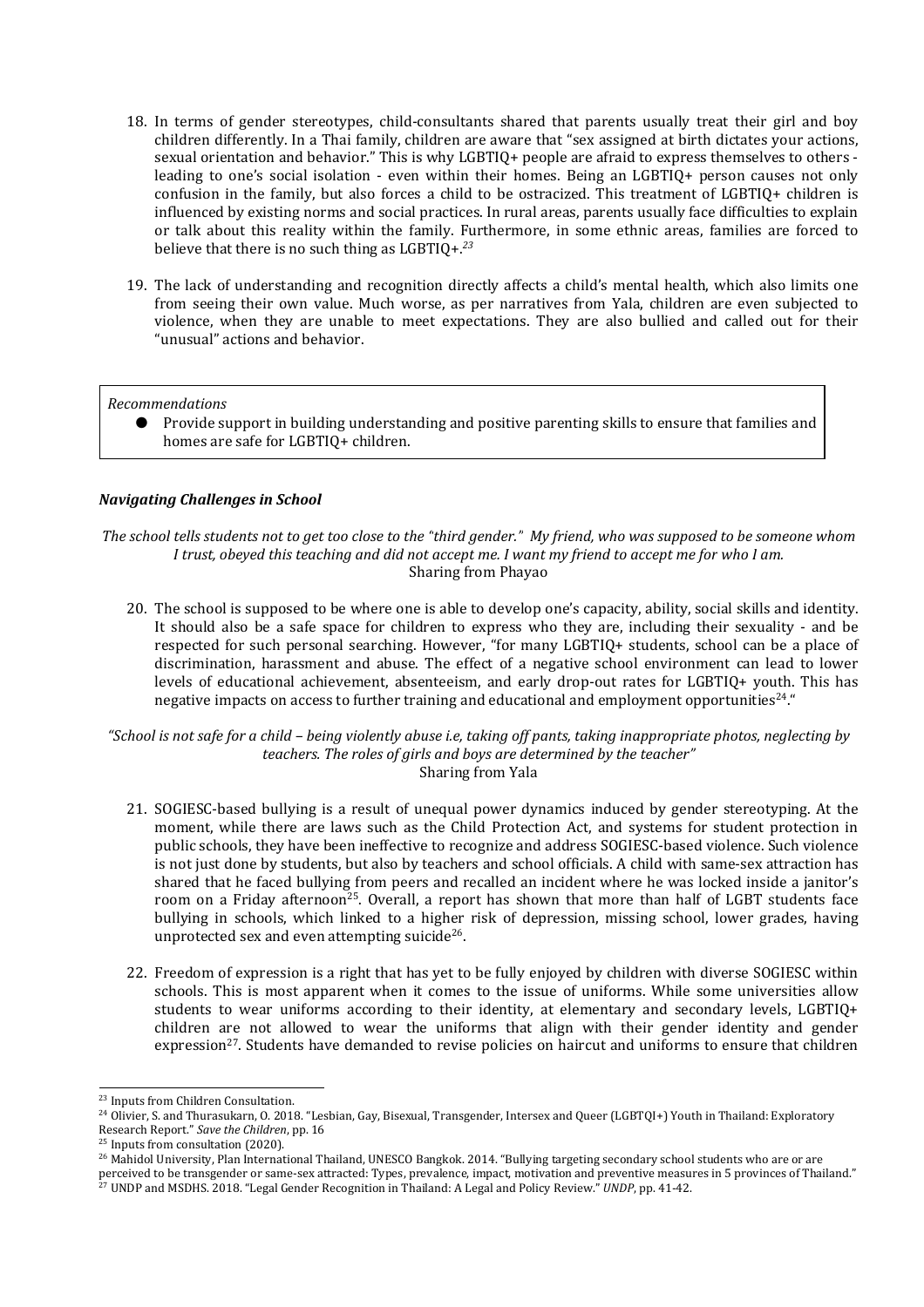18. In terms of gender stereotypes, child-consultants shared that parents usually treat their girl and boy children differently. In a Thai family, children are aware that "sex assigned at birth dictates your actions, sexual orientation and behavior." This is why LGBTIQ+ people are afraid to express themselves to others - leading to one's social isolation - even within their homes. Being an LGBTIQ+ person causes not only confusion in the family, but also forces a child to be ostracized. This treatment of LGBTIQ+ children is influenced by existing norms and social practices. In rural areas, parents usually face difficulties to explain or talk about this reality within the family. Furthermore, in some ethnic areas, families are forced to believe that there is no such thing as LGBTIQ+.[23]

19. The lack of understanding and recognition directly affects a child's mental health, which also limits one from seeing their own value. Much worse, as per narratives from Yala, children are even subjected to violence, when they are unable to meet expectations. They are also bullied and called out for their "unusual" actions and behavior.

*Recommendations*

- Provide support in building understanding and positive parenting skills to ensure that families and homes are safe for LGBTIQ+ children.

### *Navigating Challenges in School*

*The school tells students not to get too close to the "third gender." My friend, who was supposed to be someone whom I trust, obeyed this teaching and did not accept me. I want my friend to accept me for who I am.*
Sharing from Phayao

20. The school is supposed to be where one is able to develop one's capacity, ability, social skills and identity. It should also be a safe space for children to express who they are, including their sexuality - and be respected for such personal searching. However, "for many LGBTIQ+ students, school can be a place of discrimination, harassment and abuse. The effect of a negative school environment can lead to lower levels of educational achievement, absenteeism, and early drop-out rates for LGBTIQ+ youth. This has negative impacts on access to further training and educational and employment opportunities[24]."

*"School is not safe for a child – being violently abuse i.e, taking off pants, taking inappropriate photos, neglecting by teachers. The roles of girls and boys are determined by the teacher"*
Sharing from Yala

21. SOGIESC-based bullying is a result of unequal power dynamics induced by gender stereotyping. At the moment, while there are laws such as the Child Protection Act, and systems for student protection in public schools, they have been ineffective to recognize and address SOGIESC-based violence. Such violence is not just done by students, but also by teachers and school officials. A child with same-sex attraction has shared that he faced bullying from peers and recalled an incident where he was locked inside a janitor's room on a Friday afternoon[25]. Overall, a report has shown that more than half of LGBT students face bullying in schools, which linked to a higher risk of depression, missing school, lower grades, having unprotected sex and even attempting suicide[26].

22. Freedom of expression is a right that has yet to be fully enjoyed by children with diverse SOGIESC within schools. This is most apparent when it comes to the issue of uniforms. While some universities allow students to wear uniforms according to their identity, at elementary and secondary levels, LGBTIQ+ children are not allowed to wear the uniforms that align with their gender identity and gender expression[27]. Students have demanded to revise policies on haircut and uniforms to ensure that children

---

[23] Inputs from Children Consultation.
[24] Olivier, S. and Thurasukarn, O. 2018. "Lesbian, Gay, Bisexual, Transgender, Intersex and Queer (LGBTQI+) Youth in Thailand: Exploratory Research Report." *Save the Children*, pp. 16
[25] Inputs from consultation (2020).
[26] Mahidol University, Plan International Thailand, UNESCO Bangkok. 2014. "Bullying targeting secondary school students who are or are perceived to be transgender or same-sex attracted: Types, prevalence, impact, motivation and preventive measures in 5 provinces of Thailand."
[27] UNDP and MSDHS. 2018. "Legal Gender Recognition in Thailand: A Legal and Policy Review." *UNDP*, pp. 41-42.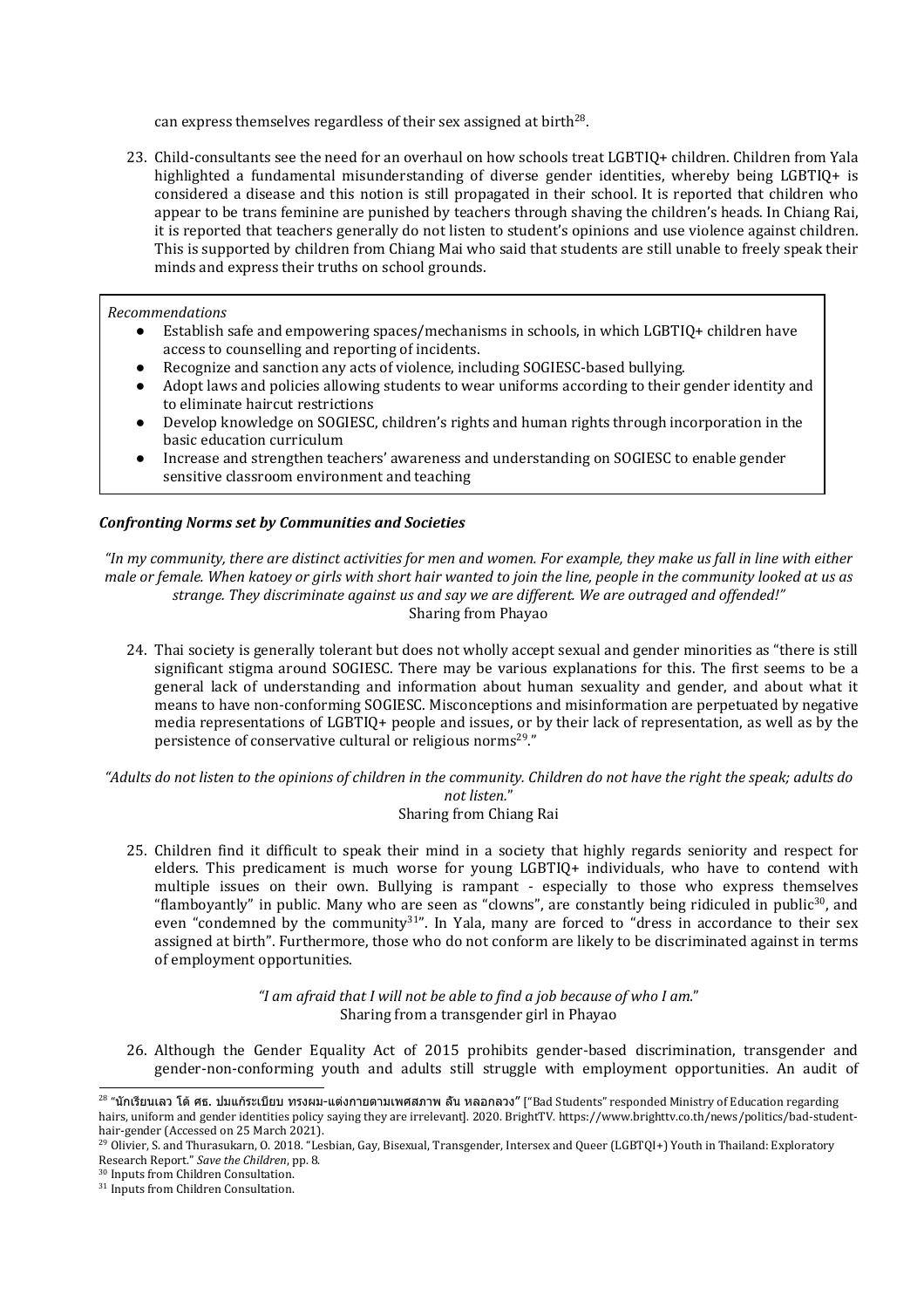can express themselves regardless of their sex assigned at birth[28].

23. Child-consultants see the need for an overhaul on how schools treat LGBTIQ+ children. Children from Yala highlighted a fundamental misunderstanding of diverse gender identities, whereby being LGBTIQ+ is considered a disease and this notion is still propagated in their school. It is reported that children who appear to be trans feminine are punished by teachers through shaving the children's heads. In Chiang Rai, it is reported that teachers generally do not listen to student's opinions and use violence against children. This is supported by children from Chiang Mai who said that students are still unable to freely speak their minds and express their truths on school grounds.

*Recommendations*

- Establish safe and empowering spaces/mechanisms in schools, in which LGBTIQ+ children have access to counselling and reporting of incidents.
- Recognize and sanction any acts of violence, including SOGIESC-based bullying.
- Adopt laws and policies allowing students to wear uniforms according to their gender identity and to eliminate haircut restrictions
- Develop knowledge on SOGIESC, children's rights and human rights through incorporation in the basic education curriculum
- Increase and strengthen teachers' awareness and understanding on SOGIESC to enable gender sensitive classroom environment and teaching

***Confronting Norms set by Communities and Societies***

*"In my community, there are distinct activities for men and women. For example, they make us fall in line with either male or female. When katoey or girls with short hair wanted to join the line, people in the community looked at us as strange. They discriminate against us and say we are different. We are outraged and offended!"*
Sharing from Phayao

24. Thai society is generally tolerant but does not wholly accept sexual and gender minorities as "there is still significant stigma around SOGIESC. There may be various explanations for this. The first seems to be a general lack of understanding and information about human sexuality and gender, and about what it means to have non-conforming SOGIESC. Misconceptions and misinformation are perpetuated by negative media representations of LGBTIQ+ people and issues, or by their lack of representation, as well as by the persistence of conservative cultural or religious norms[29]."

*"Adults do not listen to the opinions of children in the community. Children do not have the right the speak; adults do not listen."*
Sharing from Chiang Rai

25. Children find it difficult to speak their mind in a society that highly regards seniority and respect for elders. This predicament is much worse for young LGBTIQ+ individuals, who have to contend with multiple issues on their own. Bullying is rampant - especially to those who express themselves "flamboyantly" in public. Many who are seen as "clowns", are constantly being ridiculed in public[30], and even "condemned by the community[31]". In Yala, many are forced to "dress in accordance to their sex assigned at birth". Furthermore, those who do not conform are likely to be discriminated against in terms of employment opportunities.

*"I am afraid that I will not be able to find a job because of who I am."*
Sharing from a transgender girl in Phayao

26. Although the Gender Equality Act of 2015 prohibits gender-based discrimination, transgender and gender-non-conforming youth and adults still struggle with employment opportunities. An audit of

---

[28] "นักเรียนเลว โต้ ศธ. ปมแก้ระเบียบ ทรงผม-แต่งกายตามเพศสภาพ ลัน หลอกลวง" ["Bad Students" responded Ministry of Education regarding hairs, uniform and gender identities policy saying they are irrelevant]. 2020. BrightTV. https://www.brighttv.co.th/news/politics/bad-student-hair-gender (Accessed on 25 March 2021).

[29] Olivier, S. and Thurasukarn, O. 2018. "Lesbian, Gay, Bisexual, Transgender, Intersex and Queer (LGBTQI+) Youth in Thailand: Exploratory Research Report." *Save the Children*, pp. 8.

[30] Inputs from Children Consultation.

[31] Inputs from Children Consultation.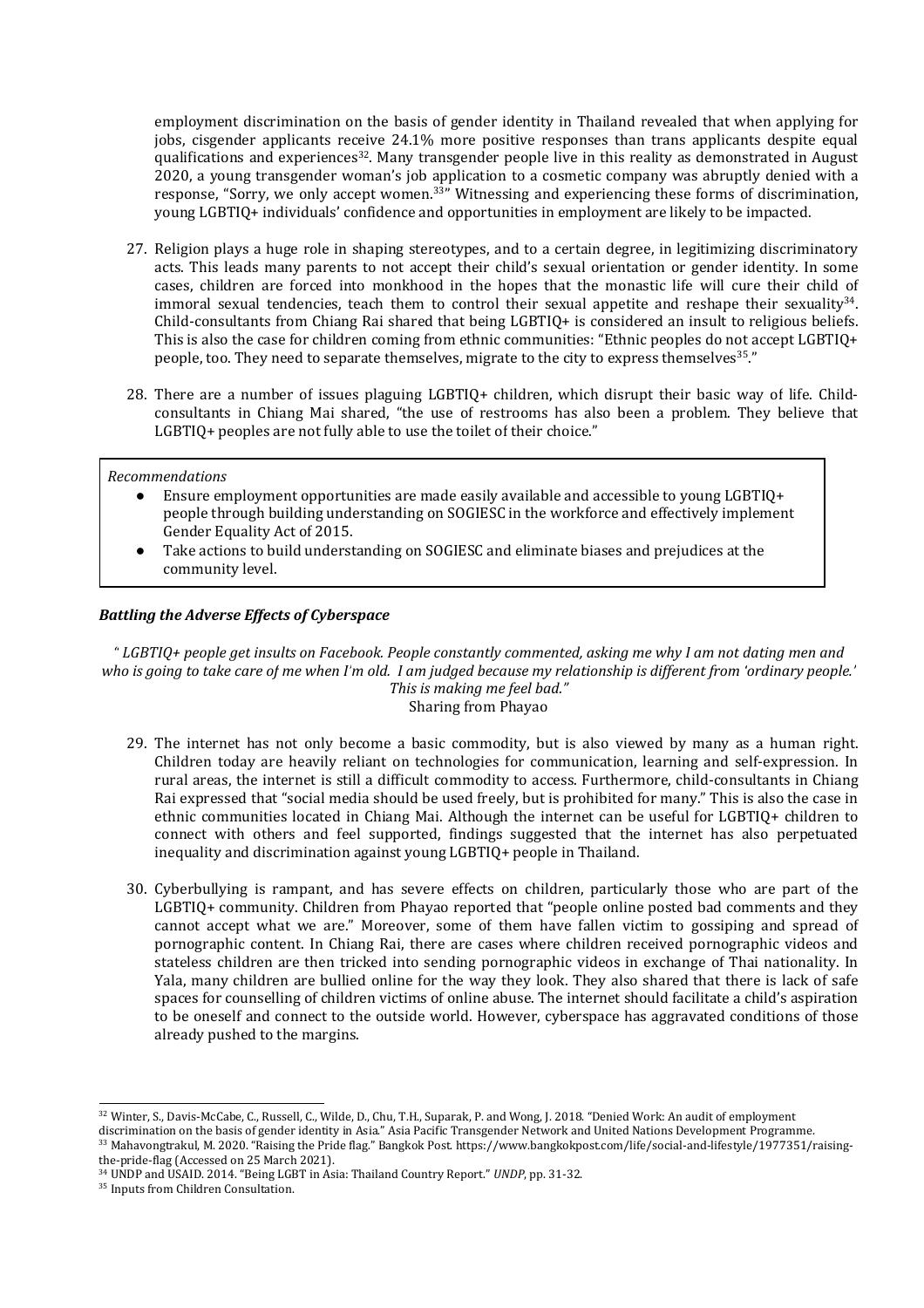employment discrimination on the basis of gender identity in Thailand revealed that when applying for jobs, cisgender applicants receive 24.1% more positive responses than trans applicants despite equal qualifications and experiences[32]. Many transgender people live in this reality as demonstrated in August 2020, a young transgender woman's job application to a cosmetic company was abruptly denied with a response, "Sorry, we only accept women.[33]" Witnessing and experiencing these forms of discrimination, young LGBTIQ+ individuals' confidence and opportunities in employment are likely to be impacted.

27. Religion plays a huge role in shaping stereotypes, and to a certain degree, in legitimizing discriminatory acts. This leads many parents to not accept their child's sexual orientation or gender identity. In some cases, children are forced into monkhood in the hopes that the monastic life will cure their child of immoral sexual tendencies, teach them to control their sexual appetite and reshape their sexuality[34]. Child-consultants from Chiang Rai shared that being LGBTIQ+ is considered an insult to religious beliefs. This is also the case for children coming from ethnic communities: "Ethnic peoples do not accept LGBTIQ+ people, too. They need to separate themselves, migrate to the city to express themselves[35]."

28. There are a number of issues plaguing LGBTIQ+ children, which disrupt their basic way of life. Child-consultants in Chiang Mai shared, "the use of restrooms has also been a problem. They believe that LGBTIQ+ peoples are not fully able to use the toilet of their choice."

*Recommendations*

- Ensure employment opportunities are made easily available and accessible to young LGBTIQ+ people through building understanding on SOGIESC in the workforce and effectively implement Gender Equality Act of 2015.
- Take actions to build understanding on SOGIESC and eliminate biases and prejudices at the community level.

### *Battling the Adverse Effects of Cyberspace*

*" LGBTIQ+ people get insults on Facebook. People constantly commented, asking me why I am not dating men and who is going to take care of me when I'm old. I am judged because my relationship is different from 'ordinary people.' This is making me feel bad."*

Sharing from Phayao

29. The internet has not only become a basic commodity, but is also viewed by many as a human right. Children today are heavily reliant on technologies for communication, learning and self-expression. In rural areas, the internet is still a difficult commodity to access. Furthermore, child-consultants in Chiang Rai expressed that "social media should be used freely, but is prohibited for many." This is also the case in ethnic communities located in Chiang Mai. Although the internet can be useful for LGBTIQ+ children to connect with others and feel supported, findings suggested that the internet has also perpetuated inequality and discrimination against young LGBTIQ+ people in Thailand.

30. Cyberbullying is rampant, and has severe effects on children, particularly those who are part of the LGBTIQ+ community. Children from Phayao reported that "people online posted bad comments and they cannot accept what we are." Moreover, some of them have fallen victim to gossiping and spread of pornographic content. In Chiang Rai, there are cases where children received pornographic videos and stateless children are then tricked into sending pornographic videos in exchange of Thai nationality. In Yala, many children are bullied online for the way they look. They also shared that there is lack of safe spaces for counselling of children victims of online abuse. The internet should facilitate a child's aspiration to be oneself and connect to the outside world. However, cyberspace has aggravated conditions of those already pushed to the margins.

---

[32] Winter, S., Davis-McCabe, C., Russell, C., Wilde, D., Chu, T.H., Suparak, P. and Wong, J. 2018. "Denied Work: An audit of employment discrimination on the basis of gender identity in Asia." Asia Pacific Transgender Network and United Nations Development Programme.

[33] Mahavongtrakul, M. 2020. "Raising the Pride flag." Bangkok Post. https://www.bangkokpost.com/life/social-and-lifestyle/1977351/raising-the-pride-flag (Accessed on 25 March 2021).

[34] UNDP and USAID. 2014. "Being LGBT in Asia: Thailand Country Report." *UNDP*, pp. 31-32.

[35] Inputs from Children Consultation.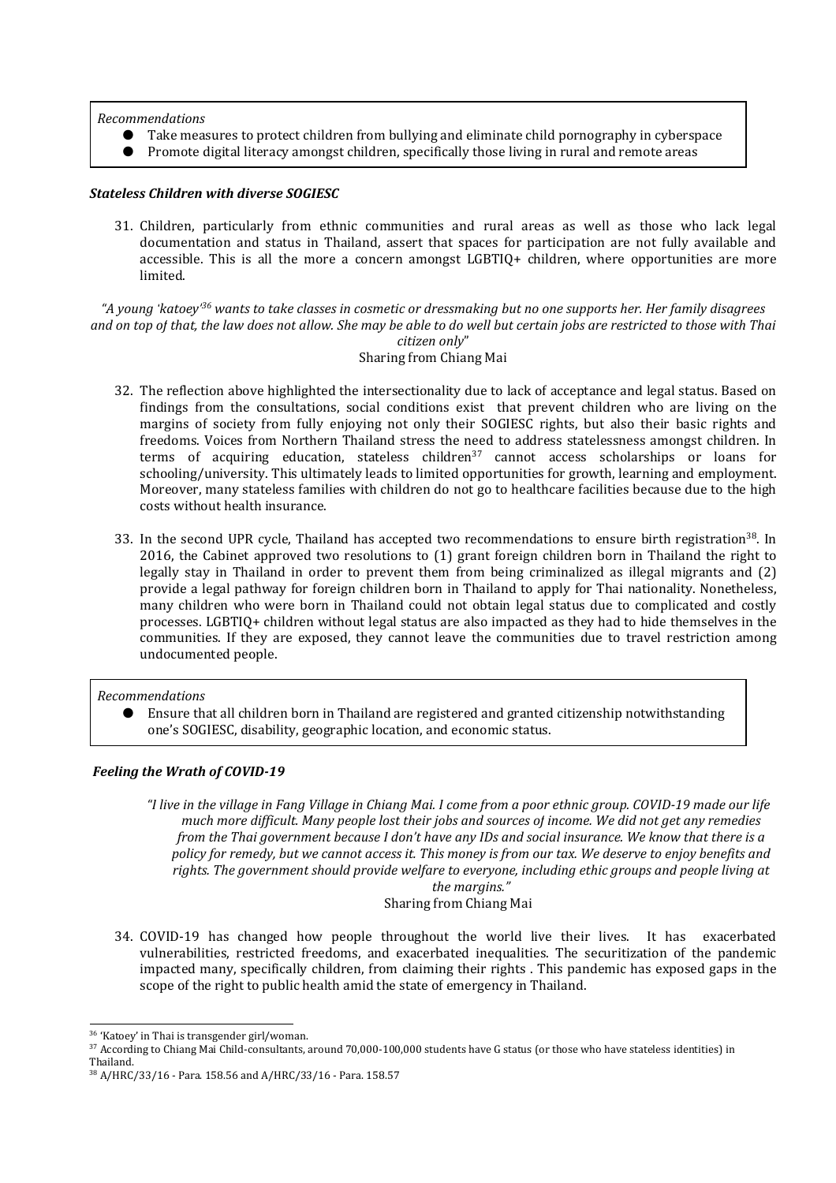*Recommendations*

- Take measures to protect children from bullying and eliminate child pornography in cyberspace
- Promote digital literacy amongst children, specifically those living in rural and remote areas

***Stateless Children with diverse SOGIESC***

31. Children, particularly from ethnic communities and rural areas as well as those who lack legal documentation and status in Thailand, assert that spaces for participation are not fully available and accessible. This is all the more a concern amongst LGBTIQ+ children, where opportunities are more limited.

*"A young 'katoey'*[36] *wants to take classes in cosmetic or dressmaking but no one supports her. Her family disagrees and on top of that, the law does not allow. She may be able to do well but certain jobs are restricted to those with Thai citizen only"*

Sharing from Chiang Mai

32. The reflection above highlighted the intersectionality due to lack of acceptance and legal status. Based on findings from the consultations, social conditions exist that prevent children who are living on the margins of society from fully enjoying not only their SOGIESC rights, but also their basic rights and freedoms. Voices from Northern Thailand stress the need to address statelessness amongst children. In terms of acquiring education, stateless children[37] cannot access scholarships or loans for schooling/university. This ultimately leads to limited opportunities for growth, learning and employment. Moreover, many stateless families with children do not go to healthcare facilities because due to the high costs without health insurance.

33. In the second UPR cycle, Thailand has accepted two recommendations to ensure birth registration[38]. In 2016, the Cabinet approved two resolutions to (1) grant foreign children born in Thailand the right to legally stay in Thailand in order to prevent them from being criminalized as illegal migrants and (2) provide a legal pathway for foreign children born in Thailand to apply for Thai nationality. Nonetheless, many children who were born in Thailand could not obtain legal status due to complicated and costly processes. LGBTIQ+ children without legal status are also impacted as they had to hide themselves in the communities. If they are exposed, they cannot leave the communities due to travel restriction among undocumented people.

*Recommendations*

- Ensure that all children born in Thailand are registered and granted citizenship notwithstanding one's SOGIESC, disability, geographic location, and economic status.

***Feeling the Wrath of COVID-19***

*"I live in the village in Fang Village in Chiang Mai. I come from a poor ethnic group. COVID-19 made our life much more difficult. Many people lost their jobs and sources of income. We did not get any remedies from the Thai government because I don't have any IDs and social insurance. We know that there is a policy for remedy, but we cannot access it. This money is from our tax. We deserve to enjoy benefits and rights. The government should provide welfare to everyone, including ethic groups and people living at the margins."*

Sharing from Chiang Mai

34. COVID-19 has changed how people throughout the world live their lives. It has exacerbated vulnerabilities, restricted freedoms, and exacerbated inequalities. The securitization of the pandemic impacted many, specifically children, from claiming their rights . This pandemic has exposed gaps in the scope of the right to public health amid the state of emergency in Thailand.

---

[36] 'Katoey' in Thai is transgender girl/woman.

[37] According to Chiang Mai Child-consultants, around 70,000-100,000 students have G status (or those who have stateless identities) in Thailand.

[38] A/HRC/33/16 - Para. 158.56 and A/HRC/33/16 - Para. 158.57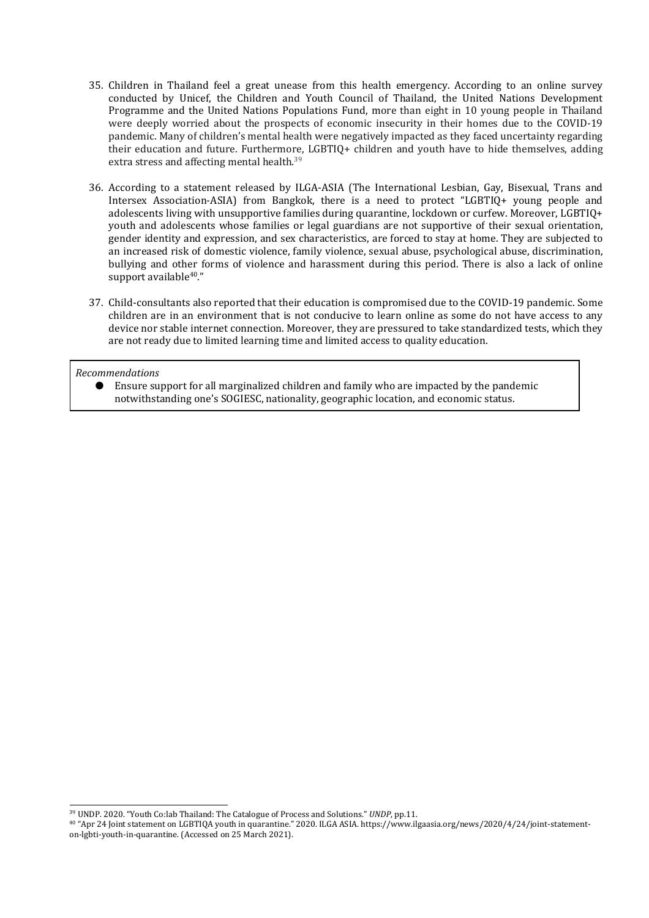35. Children in Thailand feel a great unease from this health emergency. According to an online survey conducted by Unicef, the Children and Youth Council of Thailand, the United Nations Development Programme and the United Nations Populations Fund, more than eight in 10 young people in Thailand were deeply worried about the prospects of economic insecurity in their homes due to the COVID-19 pandemic. Many of children's mental health were negatively impacted as they faced uncertainty regarding their education and future. Furthermore, LGBTIQ+ children and youth have to hide themselves, adding extra stress and affecting mental health.[39]

36. According to a statement released by ILGA-ASIA (The International Lesbian, Gay, Bisexual, Trans and Intersex Association-ASIA) from Bangkok, there is a need to protect "LGBTIQ+ young people and adolescents living with unsupportive families during quarantine, lockdown or curfew. Moreover, LGBTIQ+ youth and adolescents whose families or legal guardians are not supportive of their sexual orientation, gender identity and expression, and sex characteristics, are forced to stay at home. They are subjected to an increased risk of domestic violence, family violence, sexual abuse, psychological abuse, discrimination, bullying and other forms of violence and harassment during this period. There is also a lack of online support available[40]."

37. Child-consultants also reported that their education is compromised due to the COVID-19 pandemic. Some children are in an environment that is not conducive to learn online as some do not have access to any device nor stable internet connection. Moreover, they are pressured to take standardized tests, which they are not ready due to limited learning time and limited access to quality education.

*Recommendations*

- Ensure support for all marginalized children and family who are impacted by the pandemic notwithstanding one's SOGIESC, nationality, geographic location, and economic status.

---

[39] UNDP. 2020. "Youth Co:lab Thailand: The Catalogue of Process and Solutions." *UNDP*, pp.11.

[40] "Apr 24 Joint statement on LGBTIQA youth in quarantine." 2020. ILGA ASIA. https://www.ilgaasia.org/news/2020/4/24/joint-statement-on-lgbti-youth-in-quarantine. (Accessed on 25 March 2021).